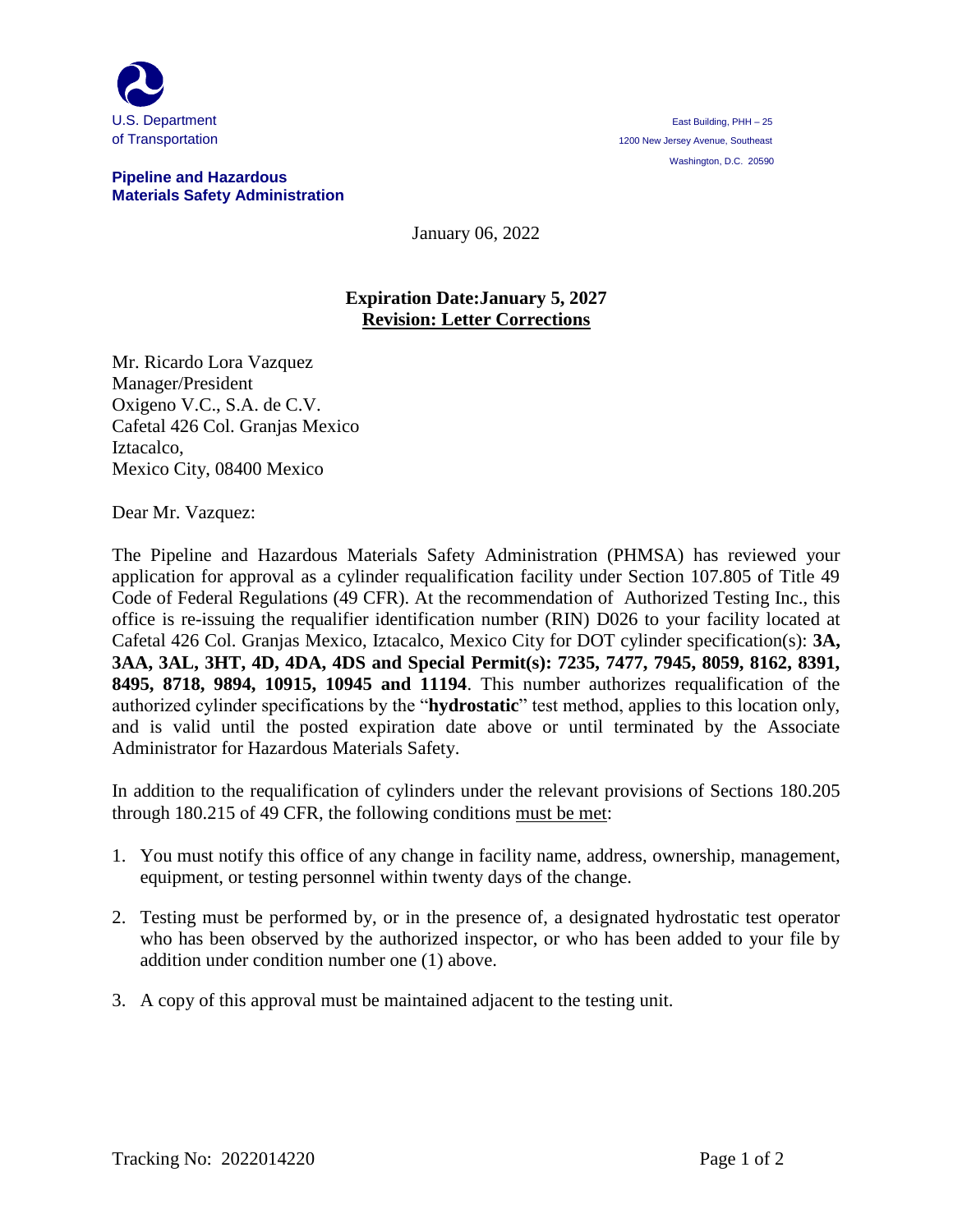U.S. Department of Transportation

**Pipeline and Hazardous Materials Safety Administration**

East Building, PHH – 25
1200 New Jersey Avenue, Southeast
Washington, D.C. 20590

January 06, 2022

**Expiration Date:January 5, 2027**
**Revision: Letter Corrections**

Mr. Ricardo Lora Vazquez
Manager/President
Oxigeno V.C., S.A. de C.V.
Cafetal 426 Col. Granjas Mexico
Iztacalco,
Mexico City, 08400 Mexico

Dear Mr. Vazquez:

The Pipeline and Hazardous Materials Safety Administration (PHMSA) has reviewed your application for approval as a cylinder requalification facility under Section 107.805 of Title 49 Code of Federal Regulations (49 CFR). At the recommendation of Authorized Testing Inc., this office is re-issuing the requalifier identification number (RIN) D026 to your facility located at Cafetal 426 Col. Granjas Mexico, Iztacalco, Mexico City for DOT cylinder specification(s): **3A, 3AA, 3AL, 3HT, 4D, 4DA, 4DS and Special Permit(s): 7235, 7477, 7945, 8059, 8162, 8391, 8495, 8718, 9894, 10915, 10945 and 11194**. This number authorizes requalification of the authorized cylinder specifications by the "**hydrostatic**" test method, applies to this location only, and is valid until the posted expiration date above or until terminated by the Associate Administrator for Hazardous Materials Safety.

In addition to the requalification of cylinders under the relevant provisions of Sections 180.205 through 180.215 of 49 CFR, the following conditions must be met:

1. You must notify this office of any change in facility name, address, ownership, management, equipment, or testing personnel within twenty days of the change.
2. Testing must be performed by, or in the presence of, a designated hydrostatic test operator who has been observed by the authorized inspector, or who has been added to your file by addition under condition number one (1) above.
3. A copy of this approval must be maintained adjacent to the testing unit.

Tracking No: 2022014220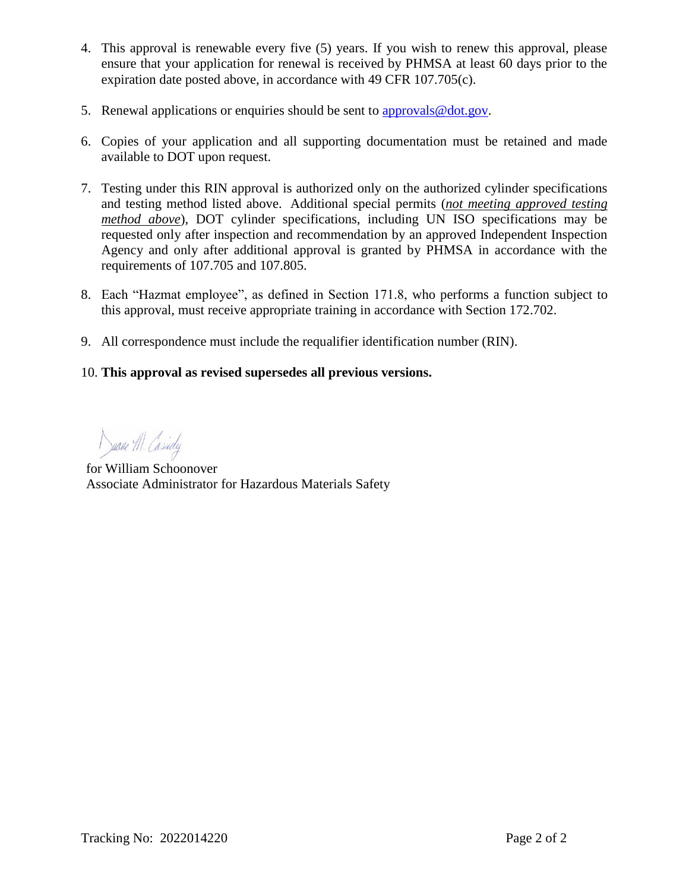4. This approval is renewable every five (5) years. If you wish to renew this approval, please ensure that your application for renewal is received by PHMSA at least 60 days prior to the expiration date posted above, in accordance with 49 CFR 107.705(c).

5. Renewal applications or enquiries should be sent to approvals@dot.gov.

6. Copies of your application and all supporting documentation must be retained and made available to DOT upon request.

7. Testing under this RIN approval is authorized only on the authorized cylinder specifications and testing method listed above. Additional special permits (***not meeting approved testing method above***), DOT cylinder specifications, including UN ISO specifications may be requested only after inspection and recommendation by an approved Independent Inspection Agency and only after additional approval is granted by PHMSA in accordance with the requirements of 107.705 and 107.805.

8. Each "Hazmat employee", as defined in Section 171.8, who performs a function subject to this approval, must receive appropriate training in accordance with Section 172.702.

9. All correspondence must include the requalifier identification number (RIN).

10. **This approval as revised supersedes all previous versions.**

Duane M. Casidy

for William Schoonover
Associate Administrator for Hazardous Materials Safety

Tracking No: 2022014220